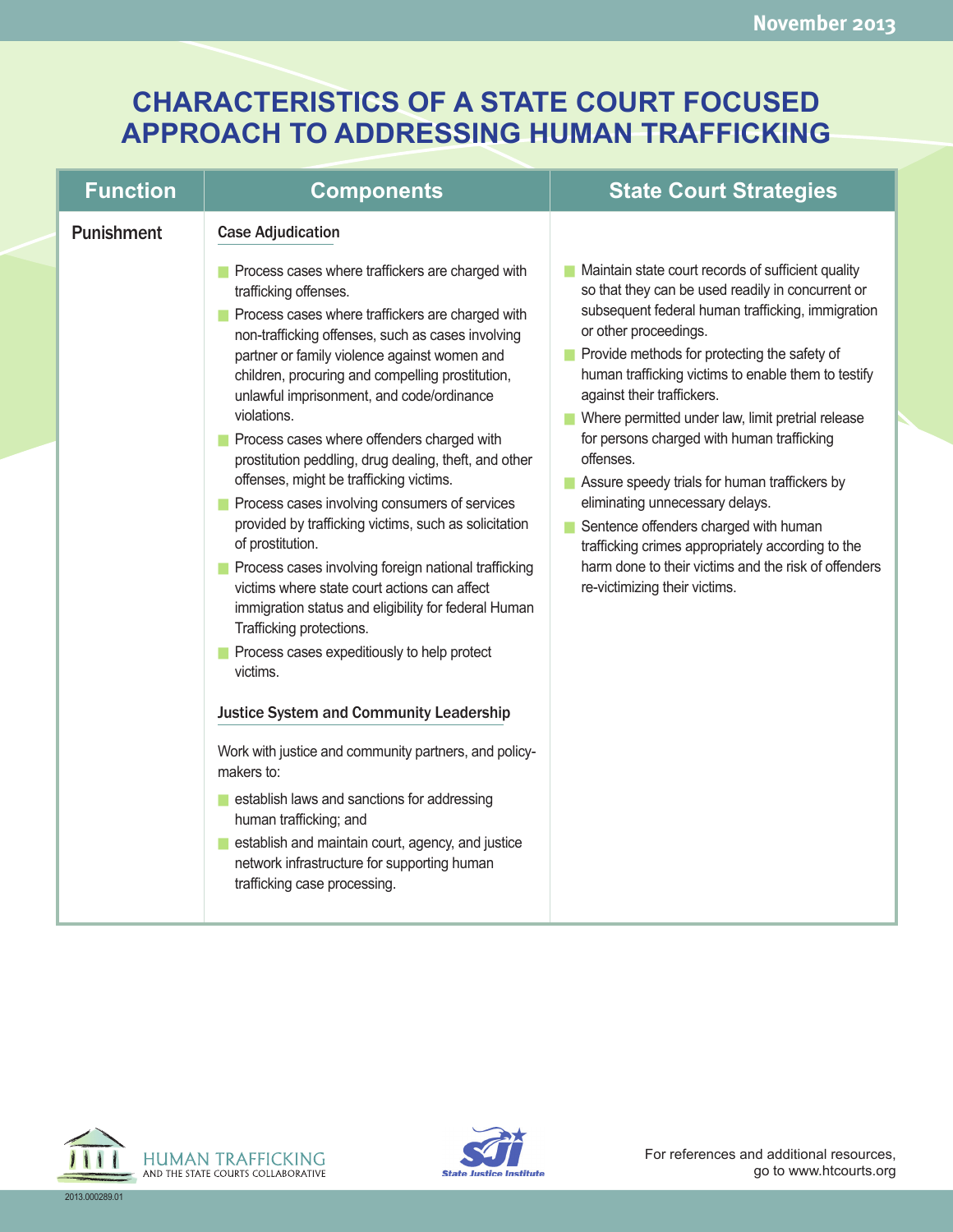# CHARACTERISTICS OF A STATE COURT FOCUSED APPROACH TO ADDRESSING HUMAN TRAFFICKING

| Function | Components | State Court Strategies |
|---|---|---|
| Punishment | **Case Adjudication**<br><br>- Process cases where traffickers are charged with trafficking offenses.<br>- Process cases where traffickers are charged with non-trafficking offenses, such as cases involving partner or family violence against women and children, procuring and compelling prostitution, unlawful imprisonment, and code/ordinance violations.<br>- Process cases where offenders charged with prostitution peddling, drug dealing, theft, and other offenses, might be trafficking victims.<br>- Process cases involving consumers of services provided by trafficking victims, such as solicitation of prostitution.<br>- Process cases involving foreign national trafficking victims where state court actions can affect immigration status and eligibility for federal Human Trafficking protections.<br>- Process cases expeditiously to help protect victims.<br><br>**Justice System and Community Leadership**<br><br>Work with justice and community partners, and policy-makers to:<br>- establish laws and sanctions for addressing human trafficking; and<br>- establish and maintain court, agency, and justice network infrastructure for supporting human trafficking case processing. | - Maintain state court records of sufficient quality so that they can be used readily in concurrent or subsequent federal human trafficking, immigration or other proceedings.<br>- Provide methods for protecting the safety of human trafficking victims to enable them to testify against their traffickers.<br>- Where permitted under law, limit pretrial release for persons charged with human trafficking offenses.<br>- Assure speedy trials for human traffickers by eliminating unnecessary delays.<br>- Sentence offenders charged with human trafficking crimes appropriately according to the harm done to their victims and the risk of offenders re-victimizing their victims. |

HUMAN TRAFFICKING AND THE STATE COURTS COLLABORATIVE

State Justice Institute

For references and additional resources, go to www.htcourts.org

2013.000289.01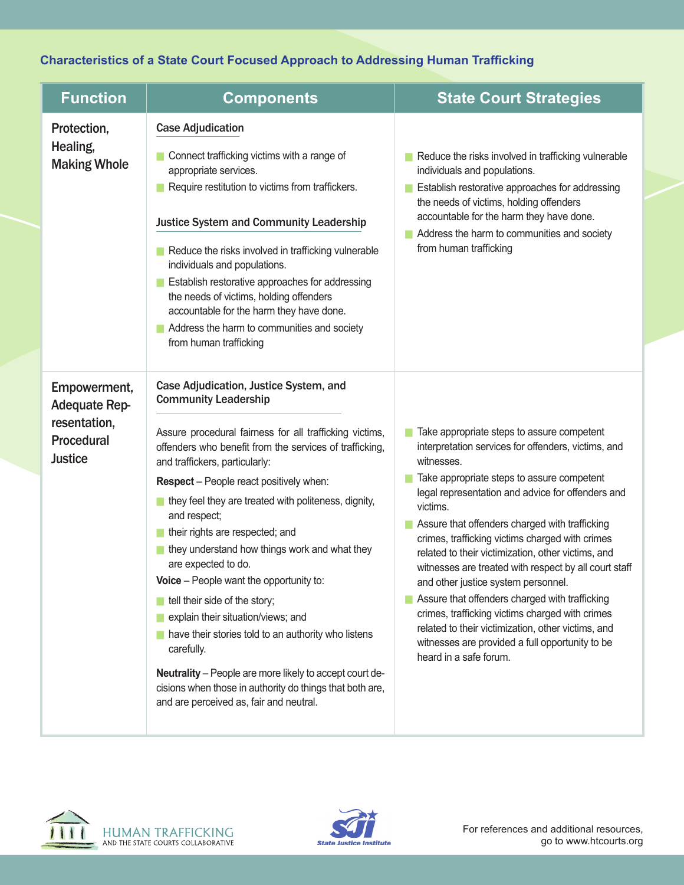## Characteristics of a State Court Focused Approach to Addressing Human Trafficking

| Function | Components | State Court Strategies |
|---|---|---|
| Protection, Healing, Making Whole | **Case Adjudication**<br>• Connect trafficking victims with a range of appropriate services.<br>• Require restitution to victims from traffickers.<br><br>**Justice System and Community Leadership**<br>• Reduce the risks involved in trafficking vulnerable individuals and populations.<br>• Establish restorative approaches for addressing the needs of victims, holding offenders accountable for the harm they have done.<br>• Address the harm to communities and society from human trafficking | • Reduce the risks involved in trafficking vulnerable individuals and populations.<br>• Establish restorative approaches for addressing the needs of victims, holding offenders accountable for the harm they have done.<br>• Address the harm to communities and society from human trafficking |
| Empowerment, Adequate Representation, Procedural Justice | **Case Adjudication, Justice System, and Community Leadership**<br>Assure procedural fairness for all trafficking victims, offenders who benefit from the services of trafficking, and traffickers, particularly:<br>**Respect** – People react positively when:<br>• they feel they are treated with politeness, dignity, and respect;<br>• their rights are respected; and<br>• they understand how things work and what they are expected to do.<br>**Voice** – People want the opportunity to:<br>• tell their side of the story;<br>• explain their situation/views; and<br>• have their stories told to an authority who listens carefully.<br><br>**Neutrality** – People are more likely to accept court decisions when those in authority do things that both are, and are perceived as, fair and neutral. | • Take appropriate steps to assure competent interpretation services for offenders, victims, and witnesses.<br>• Take appropriate steps to assure competent legal representation and advice for offenders and victims.<br>• Assure that offenders charged with trafficking crimes, trafficking victims charged with crimes related to their victimization, other victims, and witnesses are treated with respect by all court staff and other justice system personnel.<br>• Assure that offenders charged with trafficking crimes, trafficking victims charged with crimes related to their victimization, other victims, and witnesses are provided a full opportunity to be heard in a safe forum. |

HUMAN TRAFFICKING AND THE STATE COURTS COLLABORATIVE

State Justice Institute

For references and additional resources, go to www.htcourts.org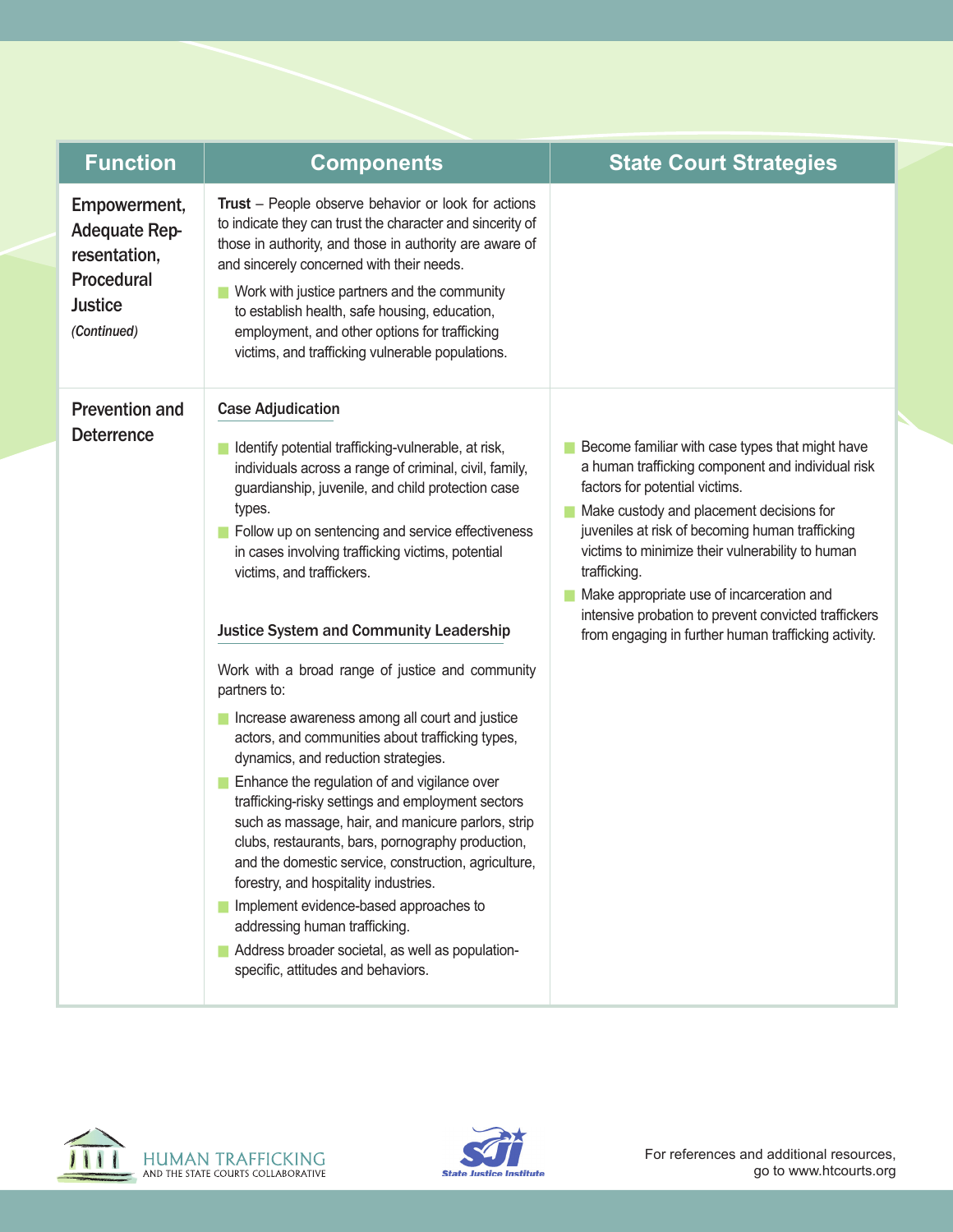| Function | Components | State Court Strategies |
| --- | --- | --- |
| **Empowerment, Adequate Representation, Procedural Justice** *(Continued)* | **Trust** – People observe behavior or look for actions to indicate they can trust the character and sincerity of those in authority, and those in authority are aware of and sincerely concerned with their needs.<br>- Work with justice partners and the community to establish health, safe housing, education, employment, and other options for trafficking victims, and trafficking vulnerable populations. | |
| **Prevention and Deterrence** | **Case Adjudication**<br>- Identify potential trafficking-vulnerable, at risk, individuals across a range of criminal, civil, family, guardianship, juvenile, and child protection case types.<br>- Follow up on sentencing and service effectiveness in cases involving trafficking victims, potential victims, and traffickers.<br><br>**Justice System and Community Leadership**<br>Work with a broad range of justice and community partners to:<br>- Increase awareness among all court and justice actors, and communities about trafficking types, dynamics, and reduction strategies.<br>- Enhance the regulation of and vigilance over trafficking-risky settings and employment sectors such as massage, hair, and manicure parlors, strip clubs, restaurants, bars, pornography production, and the domestic service, construction, agriculture, forestry, and hospitality industries.<br>- Implement evidence-based approaches to addressing human trafficking.<br>- Address broader societal, as well as population-specific, attitudes and behaviors. | - Become familiar with case types that might have a human trafficking component and individual risk factors for potential victims.<br>- Make custody and placement decisions for juveniles at risk of becoming human trafficking victims to minimize their vulnerability to human trafficking.<br>- Make appropriate use of incarceration and intensive probation to prevent convicted traffickers from engaging in further human trafficking activity. |

HUMAN TRAFFICKING AND THE STATE COURTS COLLABORATIVE

State Justice Institute

For references and additional resources, go to www.htcourts.org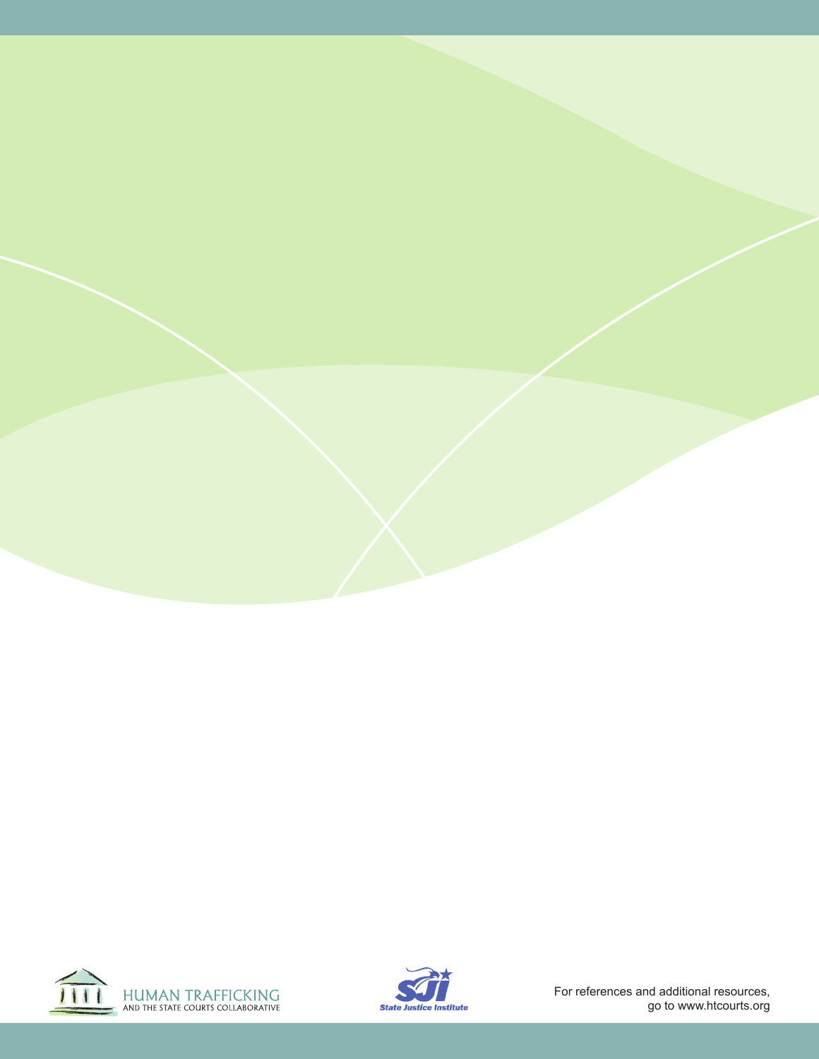HUMAN TRAFFICKING
AND THE STATE COURTS COLLABORATIVE

State Justice Institute

For references and additional resources, go to www.htcourts.org